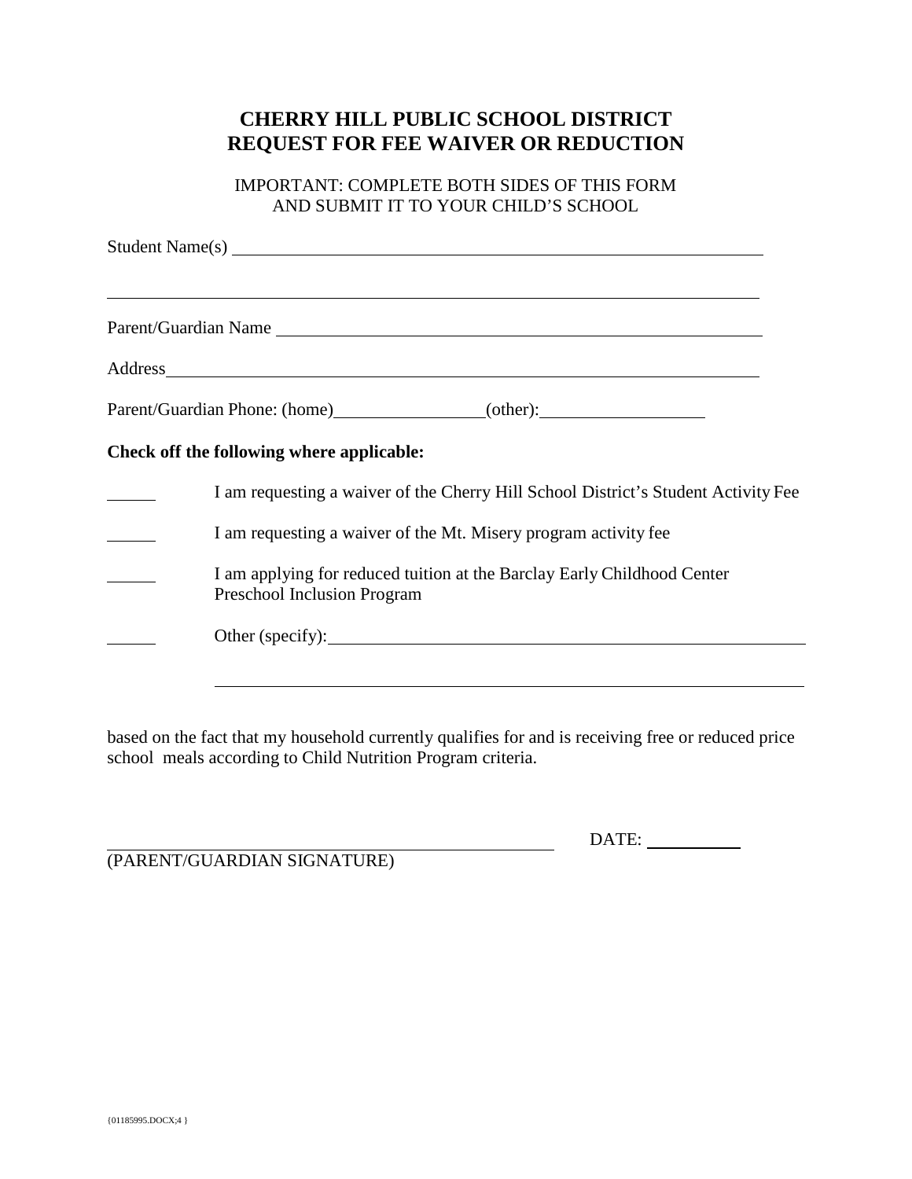# CHERRY HILL PUBLIC SCHOOL DISTRICT
# REQUEST FOR FEE WAIVER OR REDUCTION

IMPORTANT: COMPLETE BOTH SIDES OF THIS FORM
AND SUBMIT IT TO YOUR CHILD'S SCHOOL

Student Name(s) ______________________________________________________________

______________________________________________________________________________

Parent/Guardian Name __________________________________________________________

Address_______________________________________________________________________

Parent/Guardian Phone: (home)_________________(other):__________________

**Check off the following where applicable:**

______ I am requesting a waiver of the Cherry Hill School District's Student Activity Fee

______ I am requesting a waiver of the Mt. Misery program activity fee

______ I am applying for reduced tuition at the Barclay Early Childhood Center Preschool Inclusion Program

______ Other (specify):_______________________________________________________

______________________________________________________________________________

based on the fact that my household currently qualifies for and is receiving free or reduced price school meals according to Child Nutrition Program criteria.

______________________________________________ DATE: ___________
(PARENT/GUARDIAN SIGNATURE)

{01185995.DOCX;4 }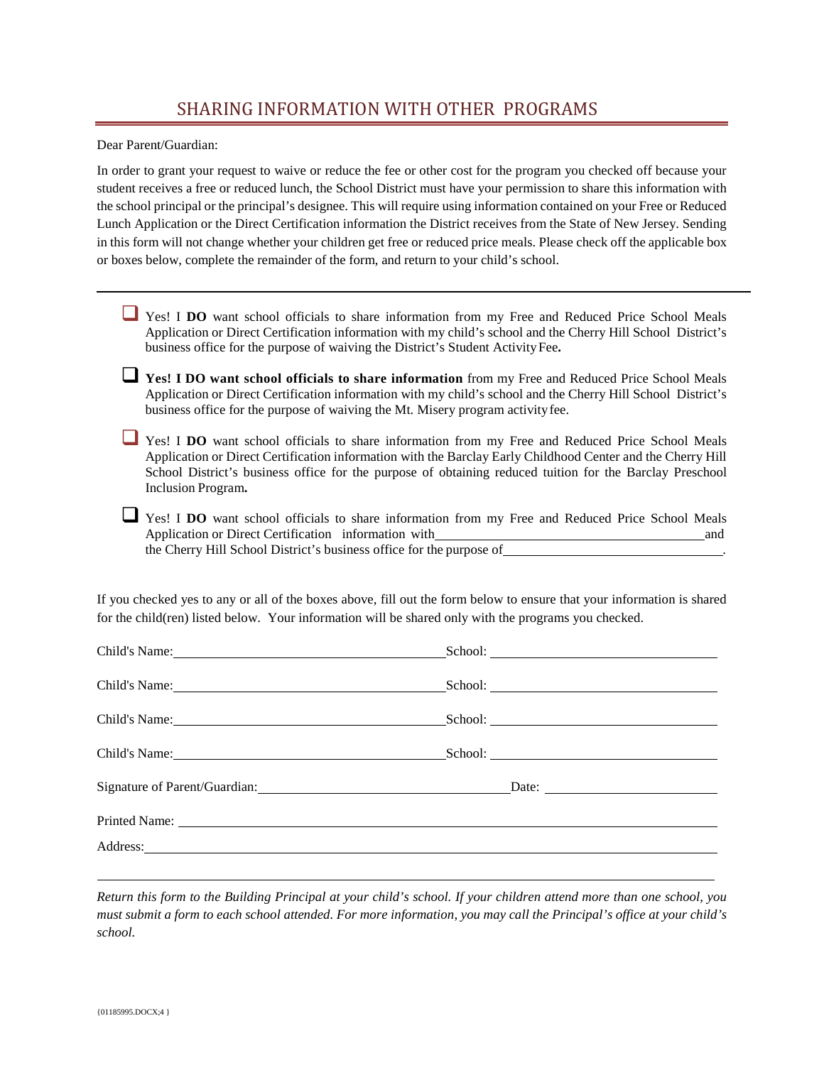## SHARING INFORMATION WITH OTHER PROGRAMS

Dear Parent/Guardian:

In order to grant your request to waive or reduce the fee or other cost for the program you checked off because your student receives a free or reduced lunch, the School District must have your permission to share this information with the school principal or the principal's designee. This will require using information contained on your Free or Reduced Lunch Application or the Direct Certification information the District receives from the State of New Jersey. Sending in this form will not change whether your children get free or reduced price meals. Please check off the applicable box or boxes below, complete the remainder of the form, and return to your child's school.

---

- ☐ Yes! I **DO** want school officials to share information from my Free and Reduced Price School Meals Application or Direct Certification information with my child's school and the Cherry Hill School District's business office for the purpose of waiving the District's Student Activity Fee**.**

- ☐ **Yes! I DO want school officials to share information** from my Free and Reduced Price School Meals Application or Direct Certification information with my child's school and the Cherry Hill School District's business office for the purpose of waiving the Mt. Misery program activity fee.

- ☐ Yes! I **DO** want school officials to share information from my Free and Reduced Price School Meals Application or Direct Certification information with the Barclay Early Childhood Center and the Cherry Hill School District's business office for the purpose of obtaining reduced tuition for the Barclay Preschool Inclusion Program**.**

- ☐ Yes! I **DO** want school officials to share information from my Free and Reduced Price School Meals Application or Direct Certification information with ______________________________ and the Cherry Hill School District's business office for the purpose of ________________________.

If you checked yes to any or all of the boxes above, fill out the form below to ensure that your information is shared for the child(ren) listed below. Your information will be shared only with the programs you checked.

Child's Name: ______________________________ School: ________________________

Child's Name: ______________________________ School: ________________________

Child's Name: ______________________________ School: ________________________

Child's Name: ______________________________ School: ________________________

Signature of Parent/Guardian: ____________________________ Date: ____________________

Printed Name: ______________________________________________________________

Address: ___________________________________________________________________

*Return this form to the Building Principal at your child's school. If your children attend more than one school, you must submit a form to each school attended. For more information, you may call the Principal's office at your child's school.*

{01185995.DOCX;4 }